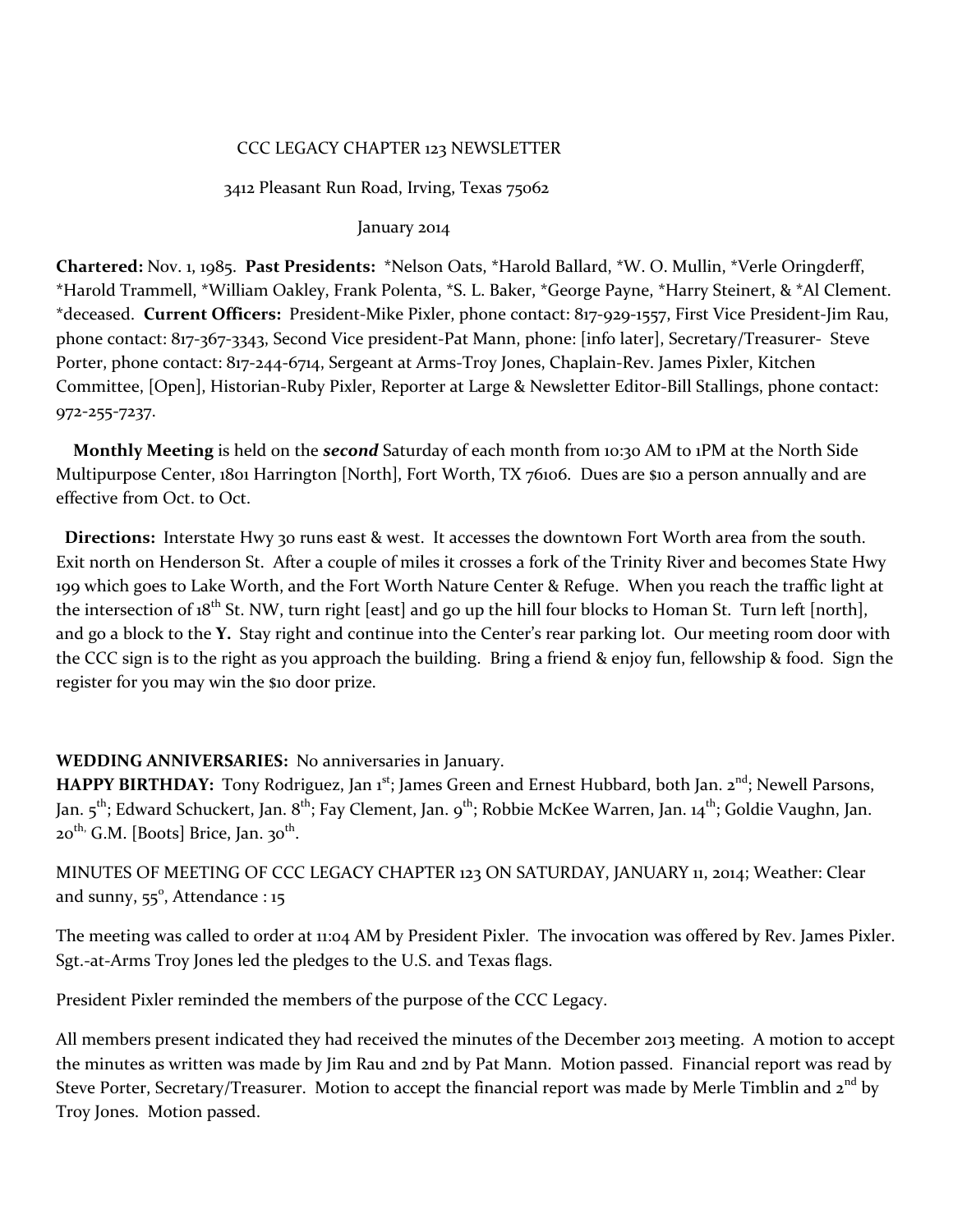CCC LEGACY CHAPTER 123 NEWSLETTER

3412 Pleasant Run Road, Irving, Texas 75062

January 2014

**Chartered:** Nov. 1, 1985. **Past Presidents:** *Nelson Oats, *Harold Ballard, *W. O. Mullin, *Verle Oringderff, *Harold Trammell, *William Oakley, Frank Polenta, *S. L. Baker, *George Payne, *Harry Steinert, & *Al Clement. *deceased. **Current Officers:** President-Mike Pixler, phone contact: 817-929-1557, First Vice President-Jim Rau, phone contact: 817-367-3343, Second Vice president-Pat Mann, phone: [info later], Secretary/Treasurer- Steve Porter, phone contact: 817-244-6714, Sergeant at Arms-Troy Jones, Chaplain-Rev. James Pixler, Kitchen Committee, [Open], Historian-Ruby Pixler, Reporter at Large & Newsletter Editor-Bill Stallings, phone contact: 972-255-7237.

**Monthly Meeting** is held on the ***second*** Saturday of each month from 10:30 AM to 1PM at the North Side Multipurpose Center, 1801 Harrington [North], Fort Worth, TX 76106. Dues are $10 a person annually and are effective from Oct. to Oct.

**Directions:** Interstate Hwy 30 runs east & west. It accesses the downtown Fort Worth area from the south. Exit north on Henderson St. After a couple of miles it crosses a fork of the Trinity River and becomes State Hwy 199 which goes to Lake Worth, and the Fort Worth Nature Center & Refuge. When you reach the traffic light at the intersection of 18th St. NW, turn right [east] and go up the hill four blocks to Homan St. Turn left [north], and go a block to the **Y.** Stay right and continue into the Center's rear parking lot. Our meeting room door with the CCC sign is to the right as you approach the building. Bring a friend & enjoy fun, fellowship & food. Sign the register for you may win the $10 door prize.

**WEDDING ANNIVERSARIES:** No anniversaries in January.
**HAPPY BIRTHDAY:** Tony Rodriguez, Jan 1st; James Green and Ernest Hubbard, both Jan. 2nd; Newell Parsons, Jan. 5th; Edward Schuckert, Jan. 8th; Fay Clement, Jan. 9th; Robbie McKee Warren, Jan. 14th; Goldie Vaughn, Jan. 20th, G.M. [Boots] Brice, Jan. 30th.

MINUTES OF MEETING OF CCC LEGACY CHAPTER 123 ON SATURDAY, JANUARY 11, 2014; Weather: Clear and sunny, 55°, Attendance : 15

The meeting was called to order at 11:04 AM by President Pixler. The invocation was offered by Rev. James Pixler. Sgt.-at-Arms Troy Jones led the pledges to the U.S. and Texas flags.

President Pixler reminded the members of the purpose of the CCC Legacy.

All members present indicated they had received the minutes of the December 2013 meeting. A motion to accept the minutes as written was made by Jim Rau and 2nd by Pat Mann. Motion passed. Financial report was read by Steve Porter, Secretary/Treasurer. Motion to accept the financial report was made by Merle Timblin and 2nd by Troy Jones. Motion passed.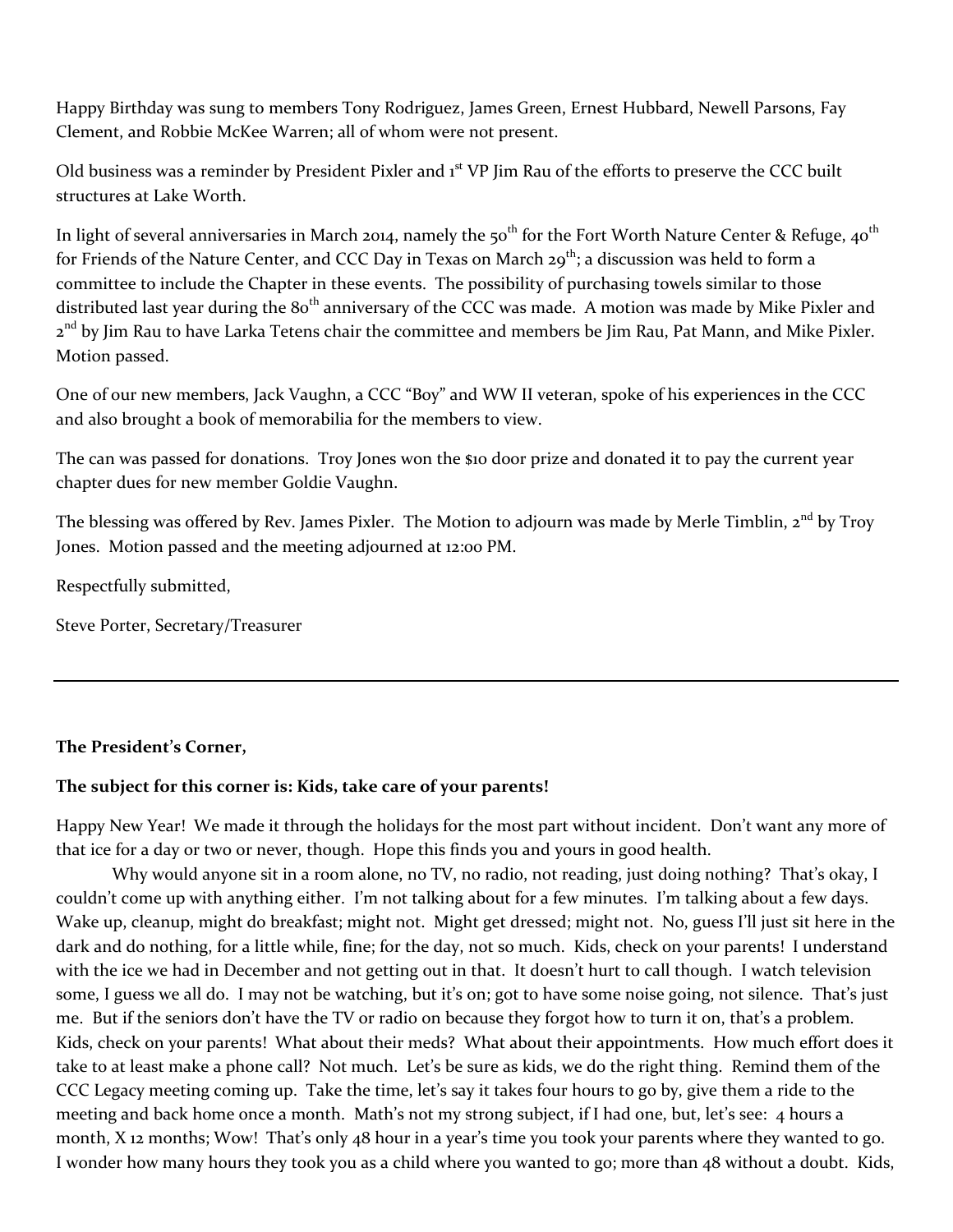Happy Birthday was sung to members Tony Rodriguez, James Green, Ernest Hubbard, Newell Parsons, Fay Clement, and Robbie McKee Warren; all of whom were not present.

Old business was a reminder by President Pixler and 1st VP Jim Rau of the efforts to preserve the CCC built structures at Lake Worth.

In light of several anniversaries in March 2014, namely the 50th for the Fort Worth Nature Center & Refuge, 40th for Friends of the Nature Center, and CCC Day in Texas on March 29th; a discussion was held to form a committee to include the Chapter in these events. The possibility of purchasing towels similar to those distributed last year during the 80th anniversary of the CCC was made. A motion was made by Mike Pixler and 2nd by Jim Rau to have Larka Tetens chair the committee and members be Jim Rau, Pat Mann, and Mike Pixler. Motion passed.

One of our new members, Jack Vaughn, a CCC "Boy" and WW II veteran, spoke of his experiences in the CCC and also brought a book of memorabilia for the members to view.

The can was passed for donations. Troy Jones won the $10 door prize and donated it to pay the current year chapter dues for new member Goldie Vaughn.

The blessing was offered by Rev. James Pixler. The Motion to adjourn was made by Merle Timblin, 2nd by Troy Jones. Motion passed and the meeting adjourned at 12:00 PM.

Respectfully submitted,

Steve Porter, Secretary/Treasurer

---

**The President's Corner,**

**The subject for this corner is: Kids, take care of your parents!**

Happy New Year! We made it through the holidays for the most part without incident. Don't want any more of that ice for a day or two or never, though. Hope this finds you and yours in good health.

Why would anyone sit in a room alone, no TV, no radio, not reading, just doing nothing? That's okay, I couldn't come up with anything either. I'm not talking about for a few minutes. I'm talking about a few days. Wake up, cleanup, might do breakfast; might not. Might get dressed; might not. No, guess I'll just sit here in the dark and do nothing, for a little while, fine; for the day, not so much. Kids, check on your parents! I understand with the ice we had in December and not getting out in that. It doesn't hurt to call though. I watch television some, I guess we all do. I may not be watching, but it's on; got to have some noise going, not silence. That's just me. But if the seniors don't have the TV or radio on because they forgot how to turn it on, that's a problem. Kids, check on your parents! What about their meds? What about their appointments. How much effort does it take to at least make a phone call? Not much. Let's be sure as kids, we do the right thing. Remind them of the CCC Legacy meeting coming up. Take the time, let's say it takes four hours to go by, give them a ride to the meeting and back home once a month. Math's not my strong subject, if I had one, but, let's see: 4 hours a month, X 12 months; Wow! That's only 48 hour in a year's time you took your parents where they wanted to go. I wonder how many hours they took you as a child where you wanted to go; more than 48 without a doubt. Kids,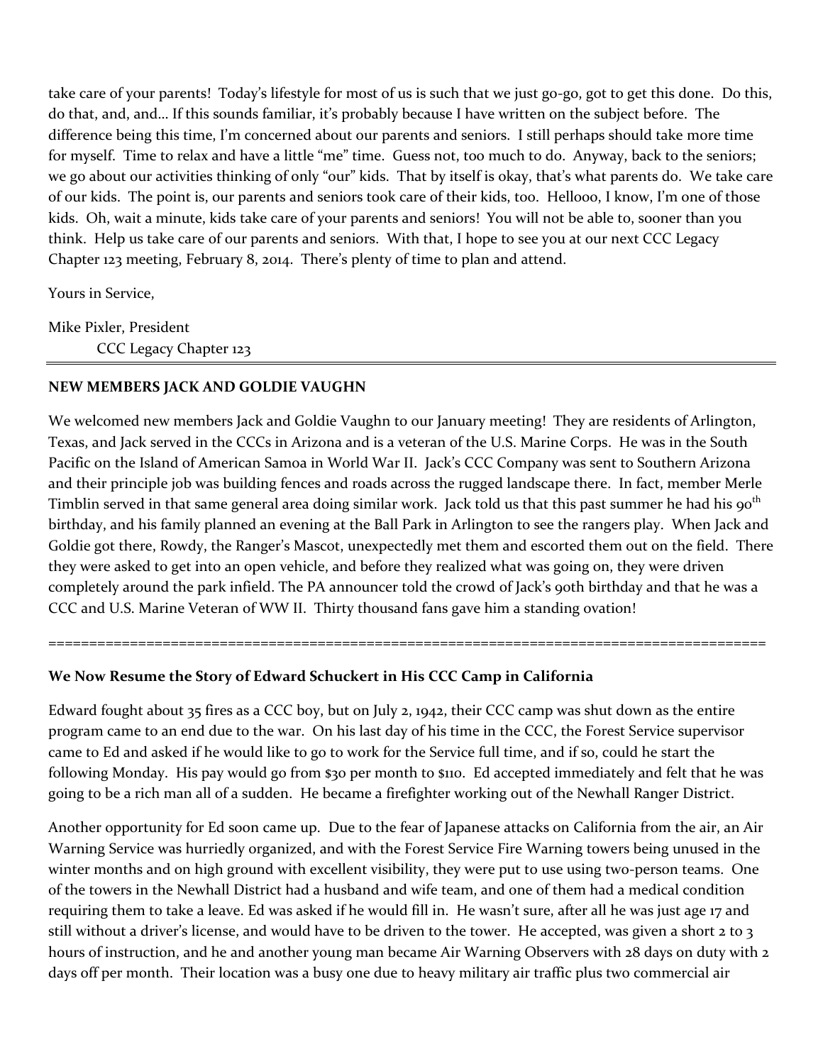take care of your parents! Today's lifestyle for most of us is such that we just go-go, got to get this done. Do this, do that, and, and… If this sounds familiar, it's probably because I have written on the subject before. The difference being this time, I'm concerned about our parents and seniors. I still perhaps should take more time for myself. Time to relax and have a little "me" time. Guess not, too much to do. Anyway, back to the seniors; we go about our activities thinking of only "our" kids. That by itself is okay, that's what parents do. We take care of our kids. The point is, our parents and seniors took care of their kids, too. Hellooo, I know, I'm one of those kids. Oh, wait a minute, kids take care of your parents and seniors! You will not be able to, sooner than you think. Help us take care of our parents and seniors. With that, I hope to see you at our next CCC Legacy Chapter 123 meeting, February 8, 2014. There's plenty of time to plan and attend.

Yours in Service,

Mike Pixler, President
CCC Legacy Chapter 123

---

**NEW MEMBERS JACK AND GOLDIE VAUGHN**

We welcomed new members Jack and Goldie Vaughn to our January meeting! They are residents of Arlington, Texas, and Jack served in the CCCs in Arizona and is a veteran of the U.S. Marine Corps. He was in the South Pacific on the Island of American Samoa in World War II. Jack's CCC Company was sent to Southern Arizona and their principle job was building fences and roads across the rugged landscape there. In fact, member Merle Timblin served in that same general area doing similar work. Jack told us that this past summer he had his 90th birthday, and his family planned an evening at the Ball Park in Arlington to see the rangers play. When Jack and Goldie got there, Rowdy, the Ranger's Mascot, unexpectedly met them and escorted them out on the field. There they were asked to get into an open vehicle, and before they realized what was going on, they were driven completely around the park infield. The PA announcer told the crowd of Jack's 90th birthday and that he was a CCC and U.S. Marine Veteran of WW II. Thirty thousand fans gave him a standing ovation!

==========================================================================================

**We Now Resume the Story of Edward Schuckert in His CCC Camp in California**

Edward fought about 35 fires as a CCC boy, but on July 2, 1942, their CCC camp was shut down as the entire program came to an end due to the war. On his last day of his time in the CCC, the Forest Service supervisor came to Ed and asked if he would like to go to work for the Service full time, and if so, could he start the following Monday. His pay would go from $30 per month to $110. Ed accepted immediately and felt that he was going to be a rich man all of a sudden. He became a firefighter working out of the Newhall Ranger District.

Another opportunity for Ed soon came up. Due to the fear of Japanese attacks on California from the air, an Air Warning Service was hurriedly organized, and with the Forest Service Fire Warning towers being unused in the winter months and on high ground with excellent visibility, they were put to use using two-person teams. One of the towers in the Newhall District had a husband and wife team, and one of them had a medical condition requiring them to take a leave. Ed was asked if he would fill in. He wasn't sure, after all he was just age 17 and still without a driver's license, and would have to be driven to the tower. He accepted, was given a short 2 to 3 hours of instruction, and he and another young man became Air Warning Observers with 28 days on duty with 2 days off per month. Their location was a busy one due to heavy military air traffic plus two commercial air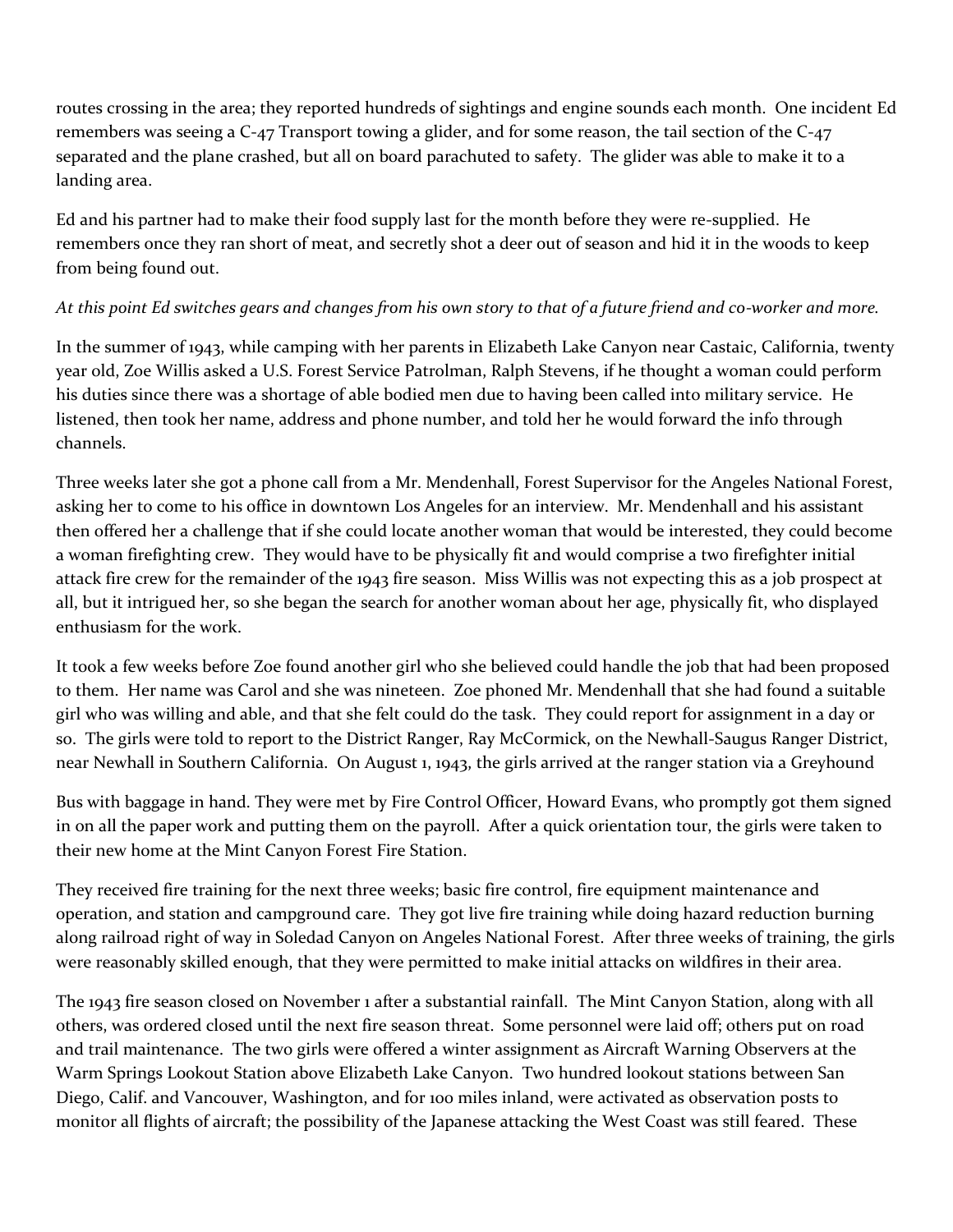routes crossing in the area; they reported hundreds of sightings and engine sounds each month. One incident Ed remembers was seeing a C-47 Transport towing a glider, and for some reason, the tail section of the C-47 separated and the plane crashed, but all on board parachuted to safety. The glider was able to make it to a landing area.

Ed and his partner had to make their food supply last for the month before they were re-supplied. He remembers once they ran short of meat, and secretly shot a deer out of season and hid it in the woods to keep from being found out.

*At this point Ed switches gears and changes from his own story to that of a future friend and co-worker and more.*

In the summer of 1943, while camping with her parents in Elizabeth Lake Canyon near Castaic, California, twenty year old, Zoe Willis asked a U.S. Forest Service Patrolman, Ralph Stevens, if he thought a woman could perform his duties since there was a shortage of able bodied men due to having been called into military service. He listened, then took her name, address and phone number, and told her he would forward the info through channels.

Three weeks later she got a phone call from a Mr. Mendenhall, Forest Supervisor for the Angeles National Forest, asking her to come to his office in downtown Los Angeles for an interview. Mr. Mendenhall and his assistant then offered her a challenge that if she could locate another woman that would be interested, they could become a woman firefighting crew. They would have to be physically fit and would comprise a two firefighter initial attack fire crew for the remainder of the 1943 fire season. Miss Willis was not expecting this as a job prospect at all, but it intrigued her, so she began the search for another woman about her age, physically fit, who displayed enthusiasm for the work.

It took a few weeks before Zoe found another girl who she believed could handle the job that had been proposed to them. Her name was Carol and she was nineteen. Zoe phoned Mr. Mendenhall that she had found a suitable girl who was willing and able, and that she felt could do the task. They could report for assignment in a day or so. The girls were told to report to the District Ranger, Ray McCormick, on the Newhall-Saugus Ranger District, near Newhall in Southern California. On August 1, 1943, the girls arrived at the ranger station via a Greyhound Bus with baggage in hand. They were met by Fire Control Officer, Howard Evans, who promptly got them signed in on all the paper work and putting them on the payroll. After a quick orientation tour, the girls were taken to their new home at the Mint Canyon Forest Fire Station.

They received fire training for the next three weeks; basic fire control, fire equipment maintenance and operation, and station and campground care. They got live fire training while doing hazard reduction burning along railroad right of way in Soledad Canyon on Angeles National Forest. After three weeks of training, the girls were reasonably skilled enough, that they were permitted to make initial attacks on wildfires in their area.

The 1943 fire season closed on November 1 after a substantial rainfall. The Mint Canyon Station, along with all others, was ordered closed until the next fire season threat. Some personnel were laid off; others put on road and trail maintenance. The two girls were offered a winter assignment as Aircraft Warning Observers at the Warm Springs Lookout Station above Elizabeth Lake Canyon. Two hundred lookout stations between San Diego, Calif. and Vancouver, Washington, and for 100 miles inland, were activated as observation posts to monitor all flights of aircraft; the possibility of the Japanese attacking the West Coast was still feared. These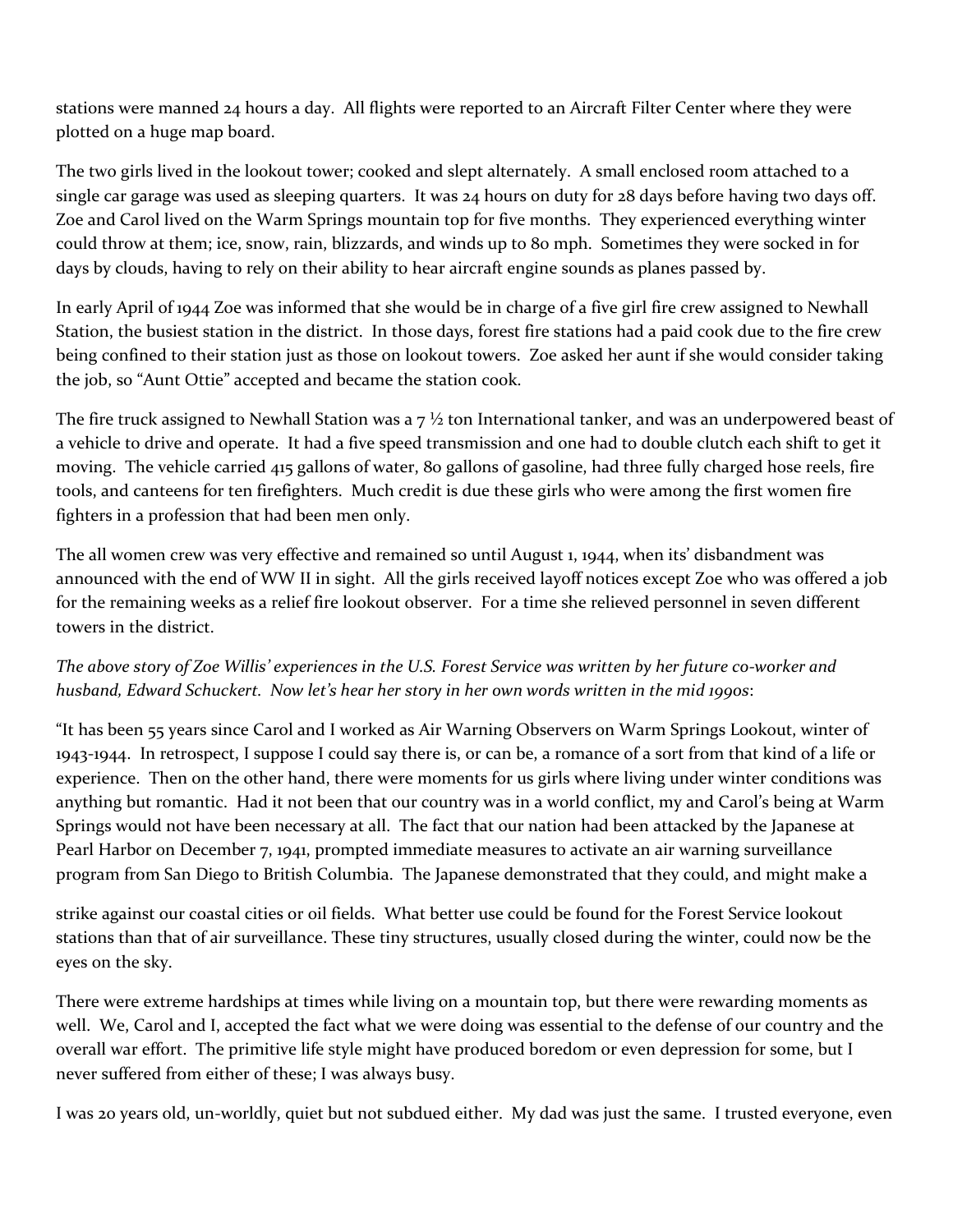stations were manned 24 hours a day. All flights were reported to an Aircraft Filter Center where they were plotted on a huge map board.

The two girls lived in the lookout tower; cooked and slept alternately. A small enclosed room attached to a single car garage was used as sleeping quarters. It was 24 hours on duty for 28 days before having two days off. Zoe and Carol lived on the Warm Springs mountain top for five months. They experienced everything winter could throw at them; ice, snow, rain, blizzards, and winds up to 80 mph. Sometimes they were socked in for days by clouds, having to rely on their ability to hear aircraft engine sounds as planes passed by.

In early April of 1944 Zoe was informed that she would be in charge of a five girl fire crew assigned to Newhall Station, the busiest station in the district. In those days, forest fire stations had a paid cook due to the fire crew being confined to their station just as those on lookout towers. Zoe asked her aunt if she would consider taking the job, so "Aunt Ottie" accepted and became the station cook.

The fire truck assigned to Newhall Station was a 7 ½ ton International tanker, and was an underpowered beast of a vehicle to drive and operate. It had a five speed transmission and one had to double clutch each shift to get it moving. The vehicle carried 415 gallons of water, 80 gallons of gasoline, had three fully charged hose reels, fire tools, and canteens for ten firefighters. Much credit is due these girls who were among the first women fire fighters in a profession that had been men only.

The all women crew was very effective and remained so until August 1, 1944, when its' disbandment was announced with the end of WW II in sight. All the girls received layoff notices except Zoe who was offered a job for the remaining weeks as a relief fire lookout observer. For a time she relieved personnel in seven different towers in the district.

*The above story of Zoe Willis' experiences in the U.S. Forest Service was written by her future co-worker and husband, Edward Schuckert. Now let's hear her story in her own words written in the mid 1990s*:

"It has been 55 years since Carol and I worked as Air Warning Observers on Warm Springs Lookout, winter of 1943-1944. In retrospect, I suppose I could say there is, or can be, a romance of a sort from that kind of a life or experience. Then on the other hand, there were moments for us girls where living under winter conditions was anything but romantic. Had it not been that our country was in a world conflict, my and Carol's being at Warm Springs would not have been necessary at all. The fact that our nation had been attacked by the Japanese at Pearl Harbor on December 7, 1941, prompted immediate measures to activate an air warning surveillance program from San Diego to British Columbia. The Japanese demonstrated that they could, and might make a strike against our coastal cities or oil fields. What better use could be found for the Forest Service lookout stations than that of air surveillance. These tiny structures, usually closed during the winter, could now be the eyes on the sky.

There were extreme hardships at times while living on a mountain top, but there were rewarding moments as well. We, Carol and I, accepted the fact what we were doing was essential to the defense of our country and the overall war effort. The primitive life style might have produced boredom or even depression for some, but I never suffered from either of these; I was always busy.

I was 20 years old, un-worldly, quiet but not subdued either. My dad was just the same. I trusted everyone, even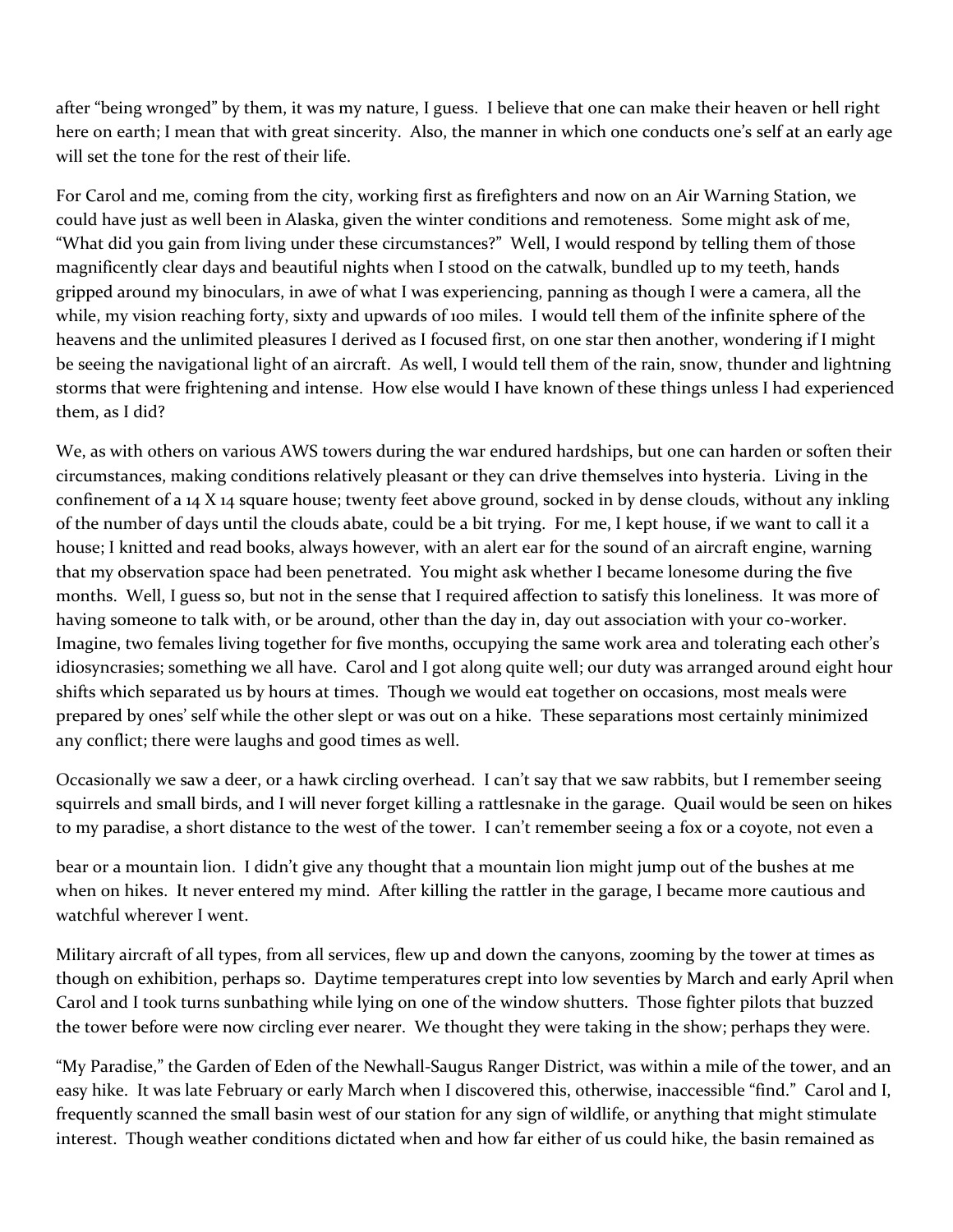after "being wronged" by them, it was my nature, I guess. I believe that one can make their heaven or hell right here on earth; I mean that with great sincerity. Also, the manner in which one conducts one's self at an early age will set the tone for the rest of their life.

For Carol and me, coming from the city, working first as firefighters and now on an Air Warning Station, we could have just as well been in Alaska, given the winter conditions and remoteness. Some might ask of me, "What did you gain from living under these circumstances?" Well, I would respond by telling them of those magnificently clear days and beautiful nights when I stood on the catwalk, bundled up to my teeth, hands gripped around my binoculars, in awe of what I was experiencing, panning as though I were a camera, all the while, my vision reaching forty, sixty and upwards of 100 miles. I would tell them of the infinite sphere of the heavens and the unlimited pleasures I derived as I focused first, on one star then another, wondering if I might be seeing the navigational light of an aircraft. As well, I would tell them of the rain, snow, thunder and lightning storms that were frightening and intense. How else would I have known of these things unless I had experienced them, as I did?

We, as with others on various AWS towers during the war endured hardships, but one can harden or soften their circumstances, making conditions relatively pleasant or they can drive themselves into hysteria. Living in the confinement of a 14 X 14 square house; twenty feet above ground, socked in by dense clouds, without any inkling of the number of days until the clouds abate, could be a bit trying. For me, I kept house, if we want to call it a house; I knitted and read books, always however, with an alert ear for the sound of an aircraft engine, warning that my observation space had been penetrated. You might ask whether I became lonesome during the five months. Well, I guess so, but not in the sense that I required affection to satisfy this loneliness. It was more of having someone to talk with, or be around, other than the day in, day out association with your co-worker. Imagine, two females living together for five months, occupying the same work area and tolerating each other's idiosyncrasies; something we all have. Carol and I got along quite well; our duty was arranged around eight hour shifts which separated us by hours at times. Though we would eat together on occasions, most meals were prepared by ones' self while the other slept or was out on a hike. These separations most certainly minimized any conflict; there were laughs and good times as well.

Occasionally we saw a deer, or a hawk circling overhead. I can't say that we saw rabbits, but I remember seeing squirrels and small birds, and I will never forget killing a rattlesnake in the garage. Quail would be seen on hikes to my paradise, a short distance to the west of the tower. I can't remember seeing a fox or a coyote, not even a bear or a mountain lion. I didn't give any thought that a mountain lion might jump out of the bushes at me when on hikes. It never entered my mind. After killing the rattler in the garage, I became more cautious and watchful wherever I went.

Military aircraft of all types, from all services, flew up and down the canyons, zooming by the tower at times as though on exhibition, perhaps so. Daytime temperatures crept into low seventies by March and early April when Carol and I took turns sunbathing while lying on one of the window shutters. Those fighter pilots that buzzed the tower before were now circling ever nearer. We thought they were taking in the show; perhaps they were.

"My Paradise," the Garden of Eden of the Newhall-Saugus Ranger District, was within a mile of the tower, and an easy hike. It was late February or early March when I discovered this, otherwise, inaccessible "find." Carol and I, frequently scanned the small basin west of our station for any sign of wildlife, or anything that might stimulate interest. Though weather conditions dictated when and how far either of us could hike, the basin remained as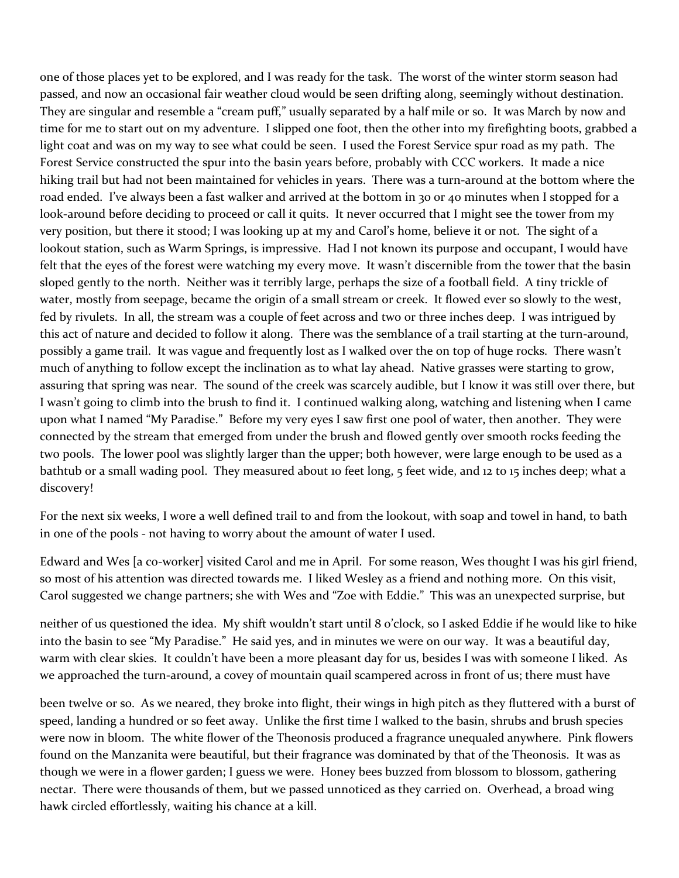one of those places yet to be explored, and I was ready for the task. The worst of the winter storm season had passed, and now an occasional fair weather cloud would be seen drifting along, seemingly without destination. They are singular and resemble a "cream puff," usually separated by a half mile or so. It was March by now and time for me to start out on my adventure. I slipped one foot, then the other into my firefighting boots, grabbed a light coat and was on my way to see what could be seen. I used the Forest Service spur road as my path. The Forest Service constructed the spur into the basin years before, probably with CCC workers. It made a nice hiking trail but had not been maintained for vehicles in years. There was a turn-around at the bottom where the road ended. I've always been a fast walker and arrived at the bottom in 30 or 40 minutes when I stopped for a look-around before deciding to proceed or call it quits. It never occurred that I might see the tower from my very position, but there it stood; I was looking up at my and Carol's home, believe it or not. The sight of a lookout station, such as Warm Springs, is impressive. Had I not known its purpose and occupant, I would have felt that the eyes of the forest were watching my every move. It wasn't discernible from the tower that the basin sloped gently to the north. Neither was it terribly large, perhaps the size of a football field. A tiny trickle of water, mostly from seepage, became the origin of a small stream or creek. It flowed ever so slowly to the west, fed by rivulets. In all, the stream was a couple of feet across and two or three inches deep. I was intrigued by this act of nature and decided to follow it along. There was the semblance of a trail starting at the turn-around, possibly a game trail. It was vague and frequently lost as I walked over the on top of huge rocks. There wasn't much of anything to follow except the inclination as to what lay ahead. Native grasses were starting to grow, assuring that spring was near. The sound of the creek was scarcely audible, but I know it was still over there, but I wasn't going to climb into the brush to find it. I continued walking along, watching and listening when I came upon what I named "My Paradise." Before my very eyes I saw first one pool of water, then another. They were connected by the stream that emerged from under the brush and flowed gently over smooth rocks feeding the two pools. The lower pool was slightly larger than the upper; both however, were large enough to be used as a bathtub or a small wading pool. They measured about 10 feet long, 5 feet wide, and 12 to 15 inches deep; what a discovery!

For the next six weeks, I wore a well defined trail to and from the lookout, with soap and towel in hand, to bath in one of the pools - not having to worry about the amount of water I used.

Edward and Wes [a co-worker] visited Carol and me in April. For some reason, Wes thought I was his girl friend, so most of his attention was directed towards me. I liked Wesley as a friend and nothing more. On this visit, Carol suggested we change partners; she with Wes and "Zoe with Eddie." This was an unexpected surprise, but neither of us questioned the idea. My shift wouldn't start until 8 o'clock, so I asked Eddie if he would like to hike into the basin to see "My Paradise." He said yes, and in minutes we were on our way. It was a beautiful day, warm with clear skies. It couldn't have been a more pleasant day for us, besides I was with someone I liked. As we approached the turn-around, a covey of mountain quail scampered across in front of us; there must have been twelve or so. As we neared, they broke into flight, their wings in high pitch as they fluttered with a burst of speed, landing a hundred or so feet away. Unlike the first time I walked to the basin, shrubs and brush species were now in bloom. The white flower of the Theonosis produced a fragrance unequaled anywhere. Pink flowers found on the Manzanita were beautiful, but their fragrance was dominated by that of the Theonosis. It was as though we were in a flower garden; I guess we were. Honey bees buzzed from blossom to blossom, gathering nectar. There were thousands of them, but we passed unnoticed as they carried on. Overhead, a broad wing hawk circled effortlessly, waiting his chance at a kill.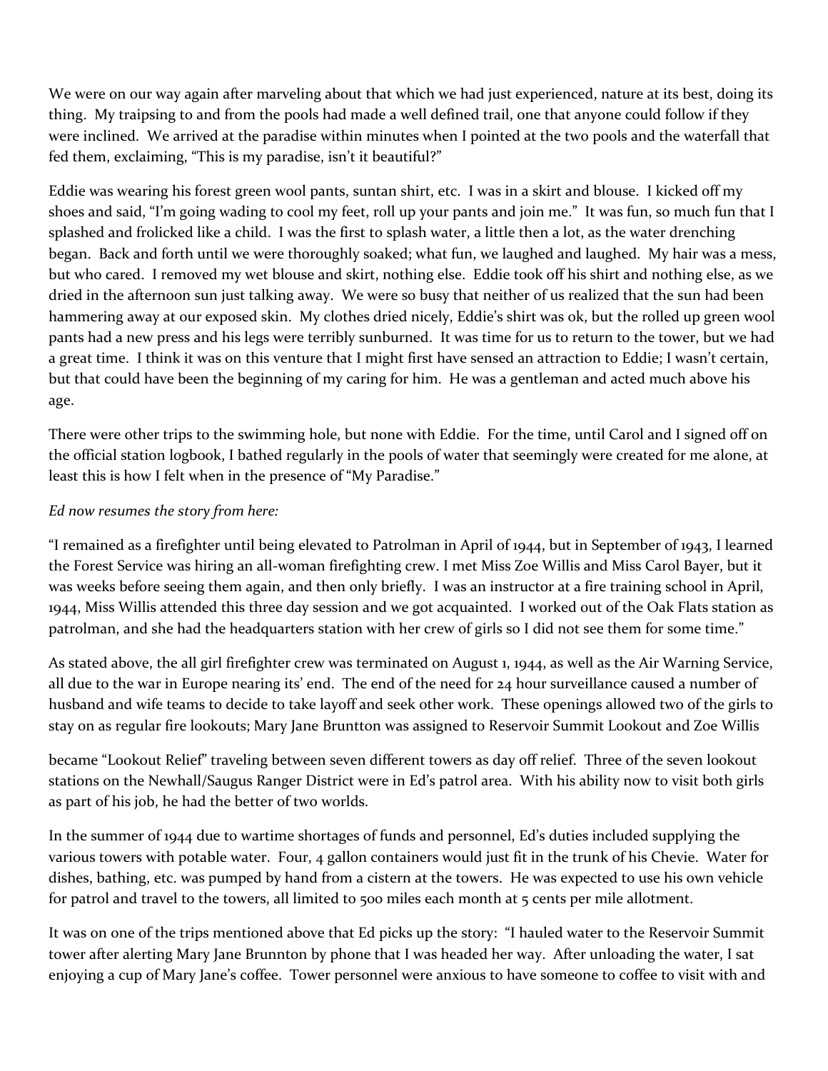We were on our way again after marveling about that which we had just experienced, nature at its best, doing its thing. My traipsing to and from the pools had made a well defined trail, one that anyone could follow if they were inclined. We arrived at the paradise within minutes when I pointed at the two pools and the waterfall that fed them, exclaiming, "This is my paradise, isn't it beautiful?"

Eddie was wearing his forest green wool pants, suntan shirt, etc. I was in a skirt and blouse. I kicked off my shoes and said, "I'm going wading to cool my feet, roll up your pants and join me." It was fun, so much fun that I splashed and frolicked like a child. I was the first to splash water, a little then a lot, as the water drenching began. Back and forth until we were thoroughly soaked; what fun, we laughed and laughed. My hair was a mess, but who cared. I removed my wet blouse and skirt, nothing else. Eddie took off his shirt and nothing else, as we dried in the afternoon sun just talking away. We were so busy that neither of us realized that the sun had been hammering away at our exposed skin. My clothes dried nicely, Eddie's shirt was ok, but the rolled up green wool pants had a new press and his legs were terribly sunburned. It was time for us to return to the tower, but we had a great time. I think it was on this venture that I might first have sensed an attraction to Eddie; I wasn't certain, but that could have been the beginning of my caring for him. He was a gentleman and acted much above his age.

There were other trips to the swimming hole, but none with Eddie. For the time, until Carol and I signed off on the official station logbook, I bathed regularly in the pools of water that seemingly were created for me alone, at least this is how I felt when in the presence of "My Paradise."

*Ed now resumes the story from here:*

"I remained as a firefighter until being elevated to Patrolman in April of 1944, but in September of 1943, I learned the Forest Service was hiring an all-woman firefighting crew. I met Miss Zoe Willis and Miss Carol Bayer, but it was weeks before seeing them again, and then only briefly. I was an instructor at a fire training school in April, 1944, Miss Willis attended this three day session and we got acquainted. I worked out of the Oak Flats station as patrolman, and she had the headquarters station with her crew of girls so I did not see them for some time."

As stated above, the all girl firefighter crew was terminated on August 1, 1944, as well as the Air Warning Service, all due to the war in Europe nearing its' end. The end of the need for 24 hour surveillance caused a number of husband and wife teams to decide to take layoff and seek other work. These openings allowed two of the girls to stay on as regular fire lookouts; Mary Jane Bruntton was assigned to Reservoir Summit Lookout and Zoe Willis became "Lookout Relief" traveling between seven different towers as day off relief. Three of the seven lookout stations on the Newhall/Saugus Ranger District were in Ed's patrol area. With his ability now to visit both girls as part of his job, he had the better of two worlds.

In the summer of 1944 due to wartime shortages of funds and personnel, Ed's duties included supplying the various towers with potable water. Four, 4 gallon containers would just fit in the trunk of his Chevie. Water for dishes, bathing, etc. was pumped by hand from a cistern at the towers. He was expected to use his own vehicle for patrol and travel to the towers, all limited to 500 miles each month at 5 cents per mile allotment.

It was on one of the trips mentioned above that Ed picks up the story: "I hauled water to the Reservoir Summit tower after alerting Mary Jane Brunnton by phone that I was headed her way. After unloading the water, I sat enjoying a cup of Mary Jane's coffee. Tower personnel were anxious to have someone to coffee to visit with and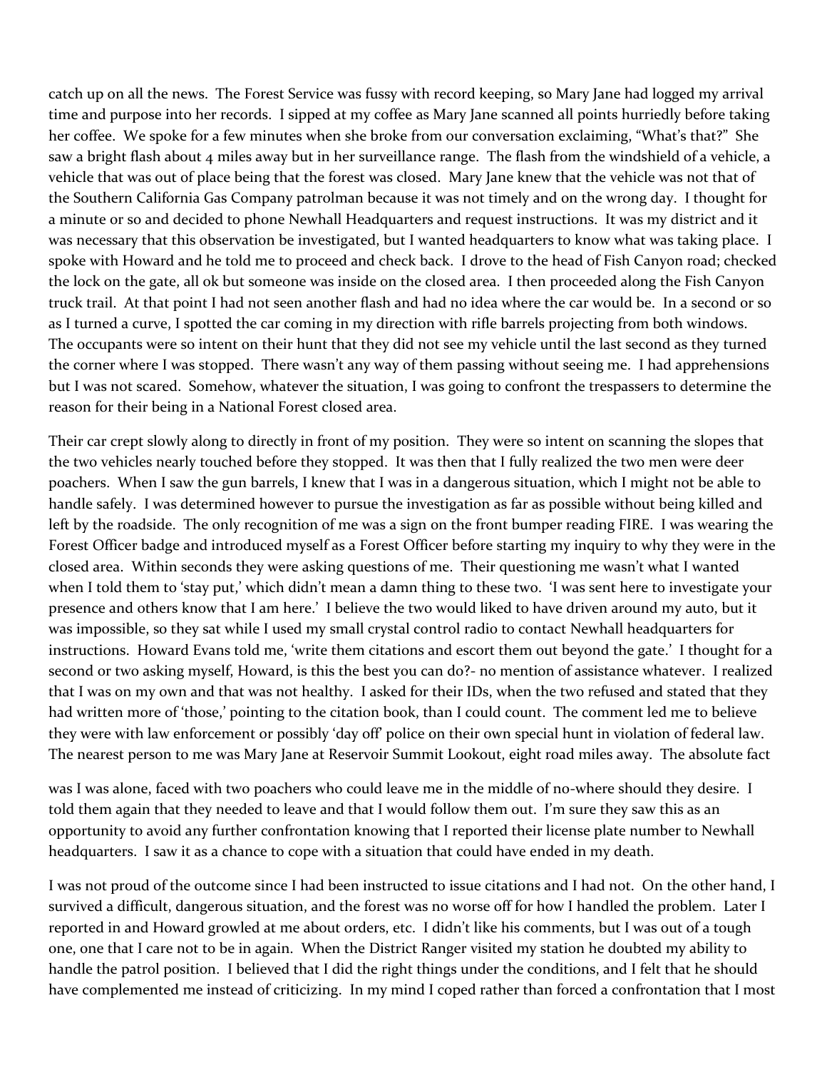catch up on all the news. The Forest Service was fussy with record keeping, so Mary Jane had logged my arrival time and purpose into her records. I sipped at my coffee as Mary Jane scanned all points hurriedly before taking her coffee. We spoke for a few minutes when she broke from our conversation exclaiming, "What's that?" She saw a bright flash about 4 miles away but in her surveillance range. The flash from the windshield of a vehicle, a vehicle that was out of place being that the forest was closed. Mary Jane knew that the vehicle was not that of the Southern California Gas Company patrolman because it was not timely and on the wrong day. I thought for a minute or so and decided to phone Newhall Headquarters and request instructions. It was my district and it was necessary that this observation be investigated, but I wanted headquarters to know what was taking place. I spoke with Howard and he told me to proceed and check back. I drove to the head of Fish Canyon road; checked the lock on the gate, all ok but someone was inside on the closed area. I then proceeded along the Fish Canyon truck trail. At that point I had not seen another flash and had no idea where the car would be. In a second or so as I turned a curve, I spotted the car coming in my direction with rifle barrels projecting from both windows. The occupants were so intent on their hunt that they did not see my vehicle until the last second as they turned the corner where I was stopped. There wasn't any way of them passing without seeing me. I had apprehensions but I was not scared. Somehow, whatever the situation, I was going to confront the trespassers to determine the reason for their being in a National Forest closed area.

Their car crept slowly along to directly in front of my position. They were so intent on scanning the slopes that the two vehicles nearly touched before they stopped. It was then that I fully realized the two men were deer poachers. When I saw the gun barrels, I knew that I was in a dangerous situation, which I might not be able to handle safely. I was determined however to pursue the investigation as far as possible without being killed and left by the roadside. The only recognition of me was a sign on the front bumper reading FIRE. I was wearing the Forest Officer badge and introduced myself as a Forest Officer before starting my inquiry to why they were in the closed area. Within seconds they were asking questions of me. Their questioning me wasn't what I wanted when I told them to 'stay put,' which didn't mean a damn thing to these two. 'I was sent here to investigate your presence and others know that I am here.' I believe the two would liked to have driven around my auto, but it was impossible, so they sat while I used my small crystal control radio to contact Newhall headquarters for instructions. Howard Evans told me, 'write them citations and escort them out beyond the gate.' I thought for a second or two asking myself, Howard, is this the best you can do?- no mention of assistance whatever. I realized that I was on my own and that was not healthy. I asked for their IDs, when the two refused and stated that they had written more of 'those,' pointing to the citation book, than I could count. The comment led me to believe they were with law enforcement or possibly 'day off' police on their own special hunt in violation of federal law. The nearest person to me was Mary Jane at Reservoir Summit Lookout, eight road miles away. The absolute fact was I was alone, faced with two poachers who could leave me in the middle of no-where should they desire. I told them again that they needed to leave and that I would follow them out. I'm sure they saw this as an opportunity to avoid any further confrontation knowing that I reported their license plate number to Newhall headquarters. I saw it as a chance to cope with a situation that could have ended in my death.

I was not proud of the outcome since I had been instructed to issue citations and I had not. On the other hand, I survived a difficult, dangerous situation, and the forest was no worse off for how I handled the problem. Later I reported in and Howard growled at me about orders, etc. I didn't like his comments, but I was out of a tough one, one that I care not to be in again. When the District Ranger visited my station he doubted my ability to handle the patrol position. I believed that I did the right things under the conditions, and I felt that he should have complemented me instead of criticizing. In my mind I coped rather than forced a confrontation that I most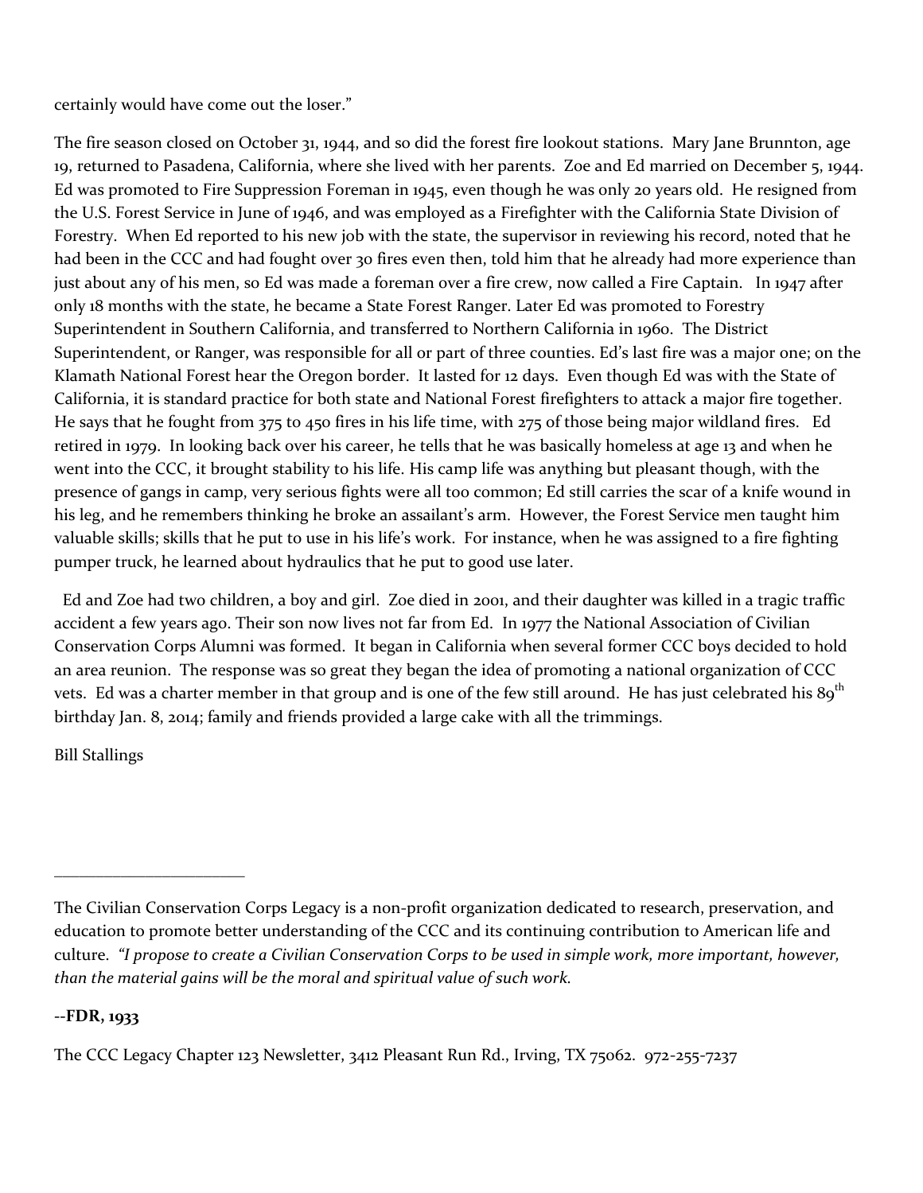certainly would have come out the loser."

The fire season closed on October 31, 1944, and so did the forest fire lookout stations. Mary Jane Brunnton, age 19, returned to Pasadena, California, where she lived with her parents. Zoe and Ed married on December 5, 1944. Ed was promoted to Fire Suppression Foreman in 1945, even though he was only 20 years old. He resigned from the U.S. Forest Service in June of 1946, and was employed as a Firefighter with the California State Division of Forestry. When Ed reported to his new job with the state, the supervisor in reviewing his record, noted that he had been in the CCC and had fought over 30 fires even then, told him that he already had more experience than just about any of his men, so Ed was made a foreman over a fire crew, now called a Fire Captain. In 1947 after only 18 months with the state, he became a State Forest Ranger. Later Ed was promoted to Forestry Superintendent in Southern California, and transferred to Northern California in 1960. The District Superintendent, or Ranger, was responsible for all or part of three counties. Ed's last fire was a major one; on the Klamath National Forest hear the Oregon border. It lasted for 12 days. Even though Ed was with the State of California, it is standard practice for both state and National Forest firefighters to attack a major fire together. He says that he fought from 375 to 450 fires in his life time, with 275 of those being major wildland fires. Ed retired in 1979. In looking back over his career, he tells that he was basically homeless at age 13 and when he went into the CCC, it brought stability to his life. His camp life was anything but pleasant though, with the presence of gangs in camp, very serious fights were all too common; Ed still carries the scar of a knife wound in his leg, and he remembers thinking he broke an assailant's arm. However, the Forest Service men taught him valuable skills; skills that he put to use in his life's work. For instance, when he was assigned to a fire fighting pumper truck, he learned about hydraulics that he put to good use later.

Ed and Zoe had two children, a boy and girl. Zoe died in 2001, and their daughter was killed in a tragic traffic accident a few years ago. Their son now lives not far from Ed. In 1977 the National Association of Civilian Conservation Corps Alumni was formed. It began in California when several former CCC boys decided to hold an area reunion. The response was so great they began the idea of promoting a national organization of CCC vets. Ed was a charter member in that group and is one of the few still around. He has just celebrated his 89th birthday Jan. 8, 2014; family and friends provided a large cake with all the trimmings.

Bill Stallings

---

The Civilian Conservation Corps Legacy is a non-profit organization dedicated to research, preservation, and education to promote better understanding of the CCC and its continuing contribution to American life and culture. *"I propose to create a Civilian Conservation Corps to be used in simple work, more important, however, than the material gains will be the moral and spiritual value of such work.*

**--FDR, 1933**

The CCC Legacy Chapter 123 Newsletter, 3412 Pleasant Run Rd., Irving, TX 75062. 972-255-7237